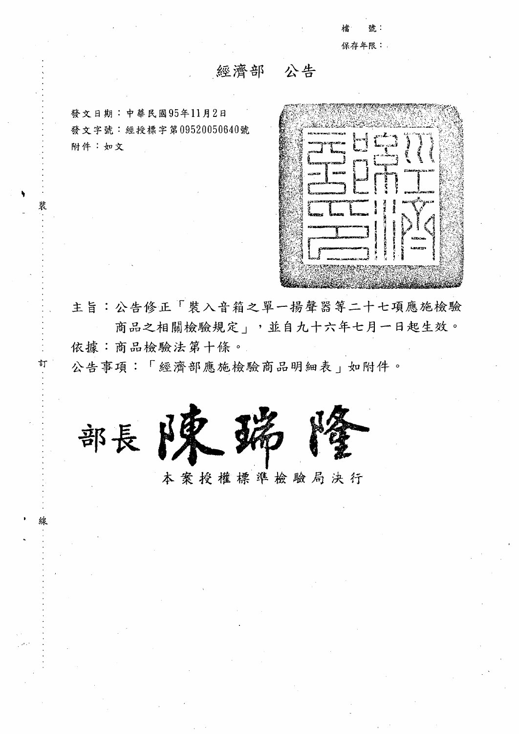檔　號：
保存年限：

# 經濟部　公告

發文日期：中華民國95年11月2日
發文字號：經授標字第09520050640號
附件：如文

主旨：公告修正「裝入音箱之單一揚聲器等二十七項應施檢驗商品之相關檢驗規定」，並自九十六年七月一日起生效。

依據：商品檢驗法第十條。

公告事項：「經濟部應施檢驗商品明細表」如附件。

部長 陳瑞隆

本案授權標準檢驗局決行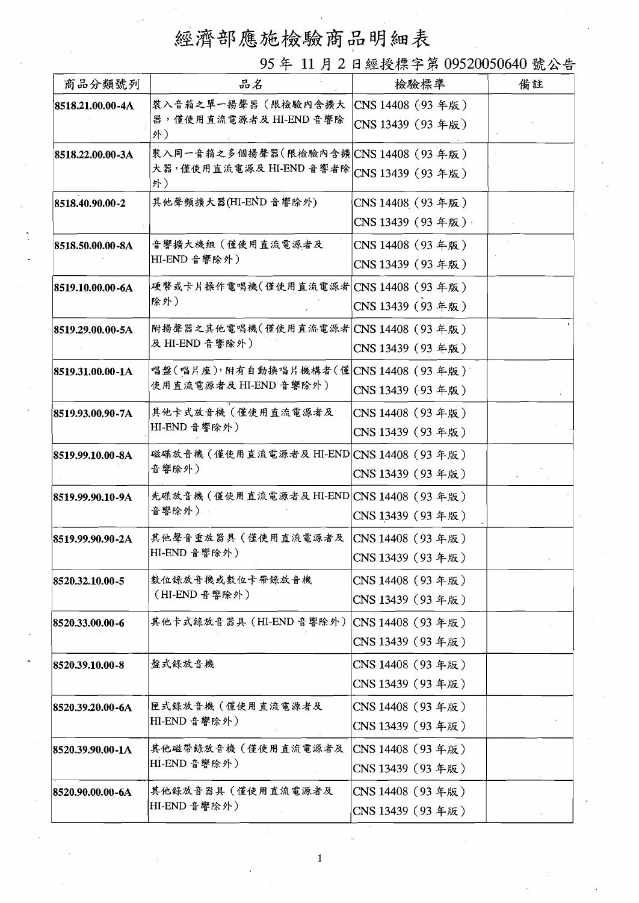# 經濟部應施檢驗商品明細表

95 年 11 月 2 日經授標字第 09520050640 號公告

| 商品分類號列 | 品名 | 檢驗標準 | 備註 |
|---|---|---|---|
| 8518.21.00.00-4A | 裝入音箱之單一揚聲器（限檢驗內含擴大器，僅使用直流電源者及 HI-END 音響除外） | CNS 14408（93 年版）<br>CNS 13439（93 年版） | |
| 8518.22.00.00-3A | 裝入同一音箱之多個揚聲器（限檢驗內含擴大器，僅使用直流電源及 HI-END 音響者除外） | CNS 14408（93 年版）<br>CNS 13439（93 年版） | |
| 8518.40.90.00-2 | 其他聲頻擴大器(HI-END 音響除外) | CNS 14408（93 年版）<br>CNS 13439（93 年版） | |
| 8518.50.00.00-8A | 音響擴大機組（僅使用直流電源者及 HI-END 音響除外） | CNS 14408（93 年版）<br>CNS 13439（93 年版） | |
| 8519.10.00.00-6A | 硬幣或卡片操作電唱機（僅使用直流電源者除外） | CNS 14408（93 年版）<br>CNS 13439（93 年版） | |
| 8519.29.00.00-5A | 附揚聲器之其他電唱機（僅使用直流電源者及 HI-END 音響除外） | CNS 14408（93 年版）<br>CNS 13439（93 年版） | |
| 8519.31.00.00-1A | 唱盤（唱片座），附有自動換唱片機構者（僅使用直流電源者及 HI-END 音響除外） | CNS 14408（93 年版）<br>CNS 13439（93 年版） | |
| 8519.93.00.90-7A | 其他卡式放音機（僅使用直流電源者及 HI-END 音響除外） | CNS 14408（93 年版）<br>CNS 13439（93 年版） | |
| 8519.99.10.00-8A | 磁碟放音機（僅使用直流電源者及 HI-END 音響除外） | CNS 14408（93 年版）<br>CNS 13439（93 年版） | |
| 8519.99.90.10-9A | 光碟放音機（僅使用直流電源者及 HI-END 音響除外） | CNS 14408（93 年版）<br>CNS 13439（93 年版） | |
| 8519.99.90.90-2A | 其他聲音重放器具（僅使用直流電源者及 HI-END 音響除外） | CNS 14408（93 年版）<br>CNS 13439（93 年版） | |
| 8520.32.10.00-5 | 數位錄放音機或數位卡帶錄放音機（HI-END 音響除外） | CNS 14408（93 年版）<br>CNS 13439（93 年版） | |
| 8520.33.00.00-6 | 其他卡式錄放音器具（HI-END 音響除外） | CNS 14408（93 年版）<br>CNS 13439（93 年版） | |
| 8520.39.10.00-8 | 盤式錄放音機 | CNS 14408（93 年版）<br>CNS 13439（93 年版） | |
| 8520.39.20.00-6A | 匣式錄放音機（僅使用直流電源者及 HI-END 音響除外） | CNS 14408（93 年版）<br>CNS 13439（93 年版） | |
| 8520.39.90.00-1A | 其他磁帶錄放音機（僅使用直流電源者及 HI-END 音響除外） | CNS 14408（93 年版）<br>CNS 13439（93 年版） | |
| 8520.90.00.00-6A | 其他錄放音器具（僅使用直流電源者及 HI-END 音響除外） | CNS 14408（93 年版）<br>CNS 13439（93 年版） | |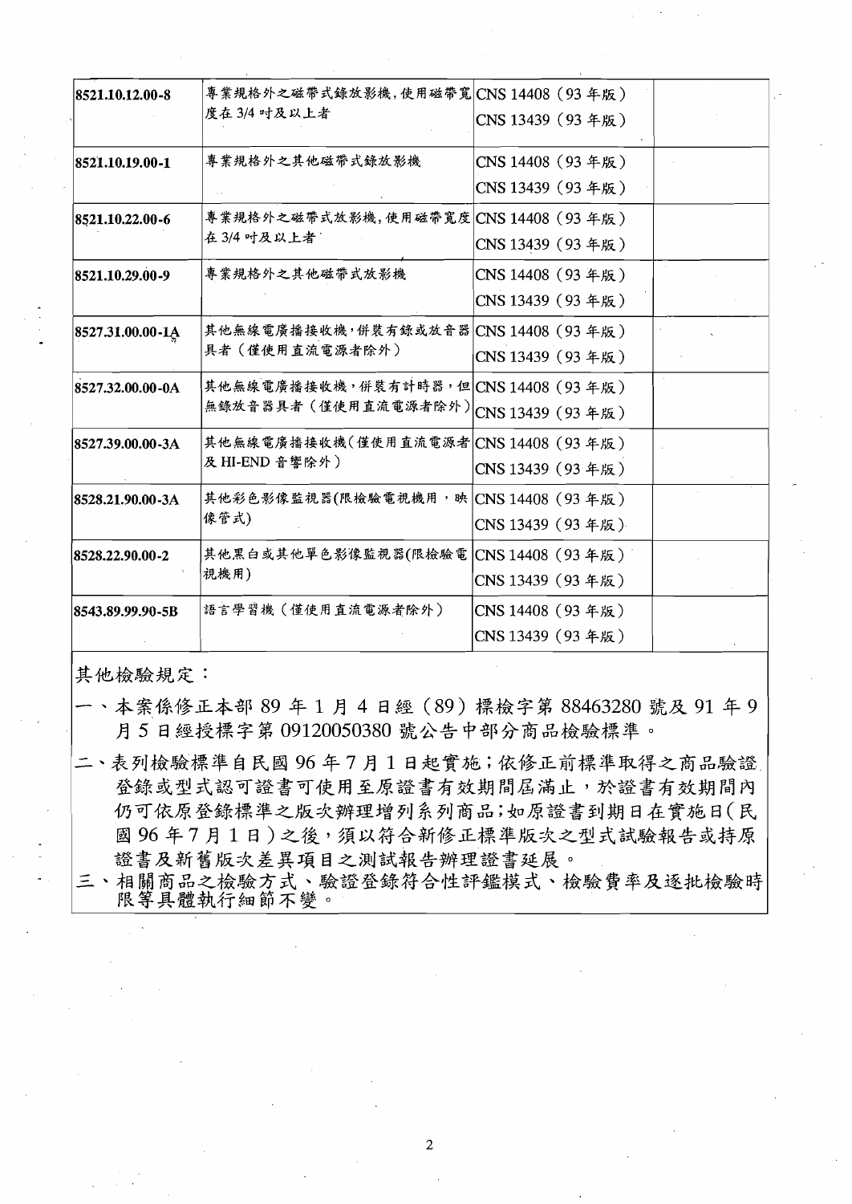| | | | |
|---|---|---|---|
| 8521.10.12.00-8 | 專業規格外之磁帶式錄放影機，使用磁帶寬度在 3/4 吋及以上者 | CNS 14408（93 年版）<br>CNS 13439（93 年版） | |
| 8521.10.19.00-1 | 專業規格外之其他磁帶式錄放影機 | CNS 14408（93 年版）<br>CNS 13439（93 年版） | |
| 8521.10.22.00-6 | 專業規格外之磁帶式放影機，使用磁帶寬度在 3/4 吋及以上者 | CNS 14408（93 年版）<br>CNS 13439（93 年版） | |
| 8521.10.29.00-9 | 專業規格外之其他磁帶式放影機 | CNS 14408（93 年版）<br>CNS 13439（93 年版） | |
| 8527.31.00.00-1A | 其他無線電廣播接收機，併裝有錄或放音器具者（僅使用直流電源者除外） | CNS 14408（93 年版）<br>CNS 13439（93 年版） | |
| 8527.32.00.00-0A | 其他無線電廣播接收機，併裝有計時器，但無錄放音器具者（僅使用直流電源者除外） | CNS 14408（93 年版）<br>CNS 13439（93 年版） | |
| 8527.39.00.00-3A | 其他無線電廣播接收機（僅使用直流電源者及 HI-END 音響除外） | CNS 14408（93 年版）<br>CNS 13439（93 年版） | |
| 8528.21.90.00-3A | 其他彩色影像監視器(限檢驗電視機用，映像管式) | CNS 14408（93 年版）<br>CNS 13439（93 年版） | |
| 8528.22.90.00-2 | 其他黑白或其他單色影像監視器(限檢驗電視機用) | CNS 14408（93 年版）<br>CNS 13439（93 年版） | |
| 8543.89.99.90-5B | 語言學習機（僅使用直流電源者除外） | CNS 14408（93 年版）<br>CNS 13439（93 年版） | |

其他檢驗規定：

一、本案係修正本部 89 年 1 月 4 日經（89）標檢字第 88463280 號及 91 年 9 月 5 日經授標字第 09120050380 號公告中部分商品檢驗標準。

二、表列檢驗標準自民國 96 年 7 月 1 日起實施；依修正前標準取得之商品驗證登錄或型式認可證書可使用至原證書有效期間屆滿止，於證書有效期間內仍可依原登錄標準之版次辦理增列系列商品；如原證書到期日在實施日（民國 96 年 7 月 1 日）之後，須以符合新修正標準版次之型式試驗報告或持原證書及新舊版次差異項目之測試報告辦理證書延展。

三、相關商品之檢驗方式、驗證登錄符合性評鑑模式、檢驗費率及逐批檢驗時限等具體執行細節不變。